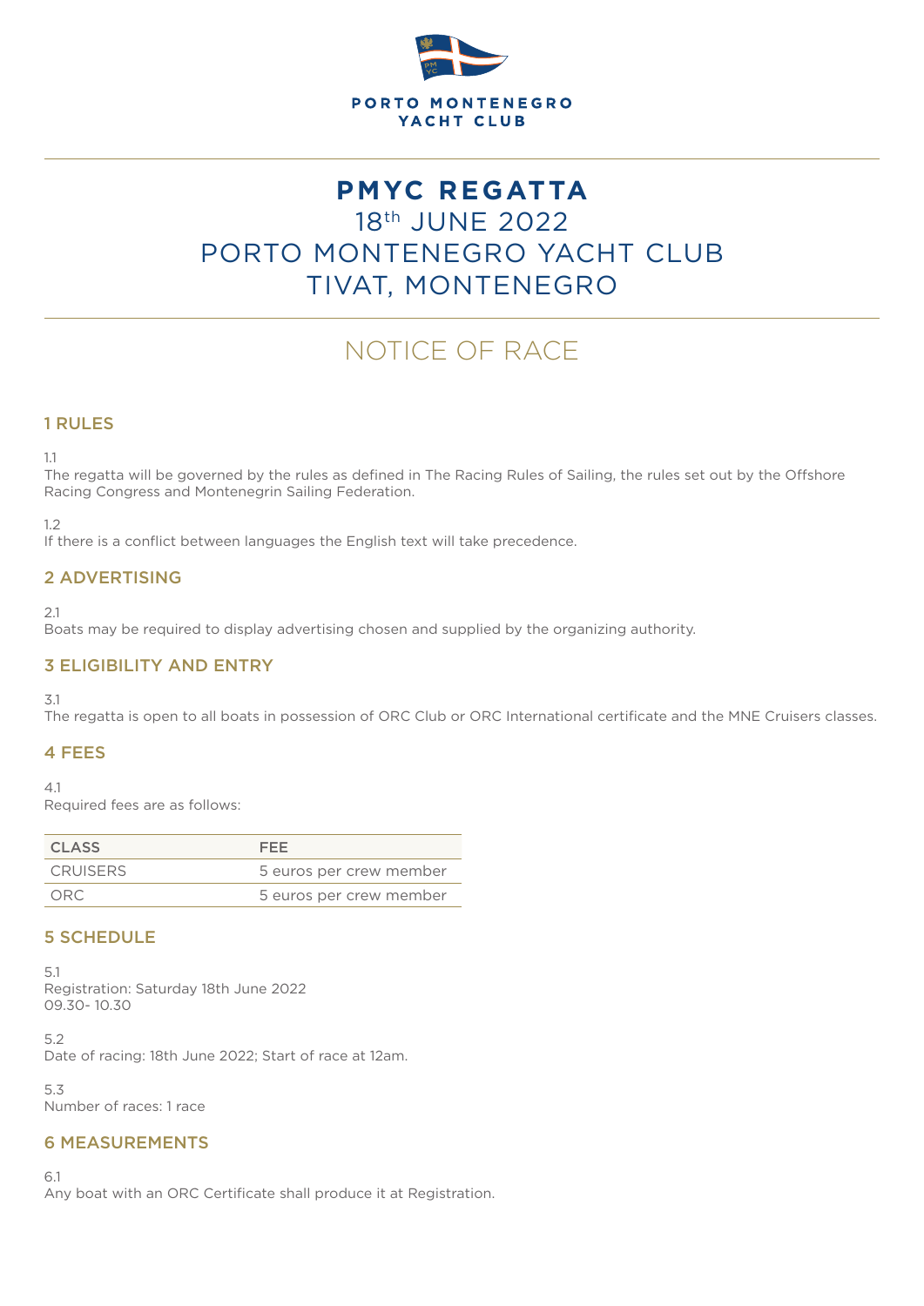PORTO MONTENEGRO
YACHT CLUB

# PMYC REGATTA

18th JUNE 2022
PORTO MONTENEGRO YACHT CLUB
TIVAT, MONTENEGRO

## NOTICE OF RACE

### 1 RULES

1.1
The regatta will be governed by the rules as defined in The Racing Rules of Sailing, the rules set out by the Offshore Racing Congress and Montenegrin Sailing Federation.

1.2
If there is a conflict between languages the English text will take precedence.

### 2 ADVERTISING

2.1
Boats may be required to display advertising chosen and supplied by the organizing authority.

### 3 ELIGIBILITY AND ENTRY

3.1
The regatta is open to all boats in possession of ORC Club or ORC International certificate and the MNE Cruisers classes.

### 4 FEES

4.1
Required fees are as follows:

| CLASS | FEE |
|---|---|
| CRUISERS | 5 euros per crew member |
| ORC | 5 euros per crew member |

### 5 SCHEDULE

5.1
Registration: Saturday 18th June 2022
09.30- 10.30

5.2
Date of racing: 18th June 2022; Start of race at 12am.

5.3
Number of races: 1 race

### 6 MEASUREMENTS

6.1
Any boat with an ORC Certificate shall produce it at Registration.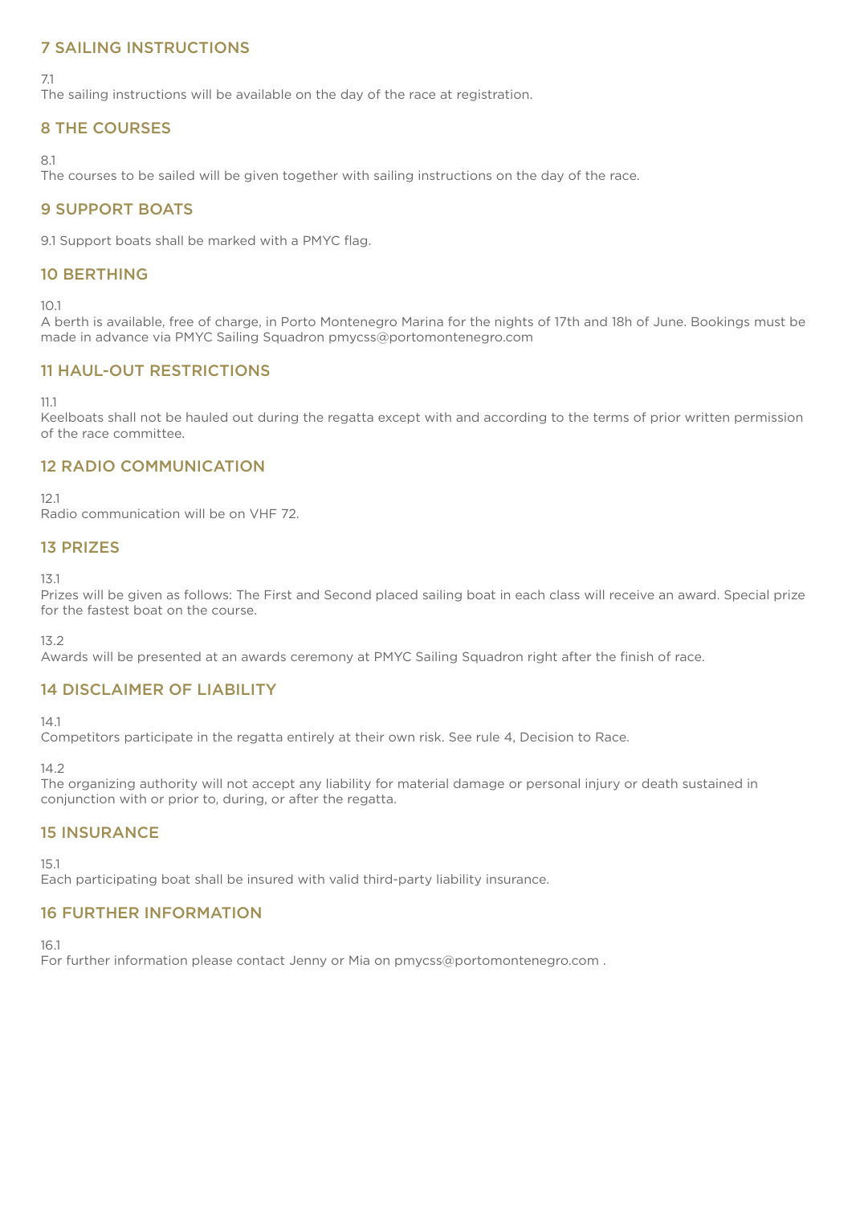## 7 SAILING INSTRUCTIONS

7.1
The sailing instructions will be available on the day of the race at registration.

## 8 THE COURSES

8.1
The courses to be sailed will be given together with sailing instructions on the day of the race.

## 9 SUPPORT BOATS

9.1 Support boats shall be marked with a PMYC flag.

## 10 BERTHING

10.1
A berth is available, free of charge, in Porto Montenegro Marina for the nights of 17th and 18h of June. Bookings must be made in advance via PMYC Sailing Squadron pmycss@portomontenegro.com

## 11 HAUL-OUT RESTRICTIONS

11.1
Keelboats shall not be hauled out during the regatta except with and according to the terms of prior written permission of the race committee.

## 12 RADIO COMMUNICATION

12.1
Radio communication will be on VHF 72.

## 13 PRIZES

13.1
Prizes will be given as follows: The First and Second placed sailing boat in each class will receive an award. Special prize for the fastest boat on the course.

13.2
Awards will be presented at an awards ceremony at PMYC Sailing Squadron right after the finish of race.

## 14 DISCLAIMER OF LIABILITY

14.1
Competitors participate in the regatta entirely at their own risk. See rule 4, Decision to Race.

14.2
The organizing authority will not accept any liability for material damage or personal injury or death sustained in conjunction with or prior to, during, or after the regatta.

## 15 INSURANCE

15.1
Each participating boat shall be insured with valid third-party liability insurance.

## 16 FURTHER INFORMATION

16.1
For further information please contact Jenny or Mia on pmycss@portomontenegro.com .